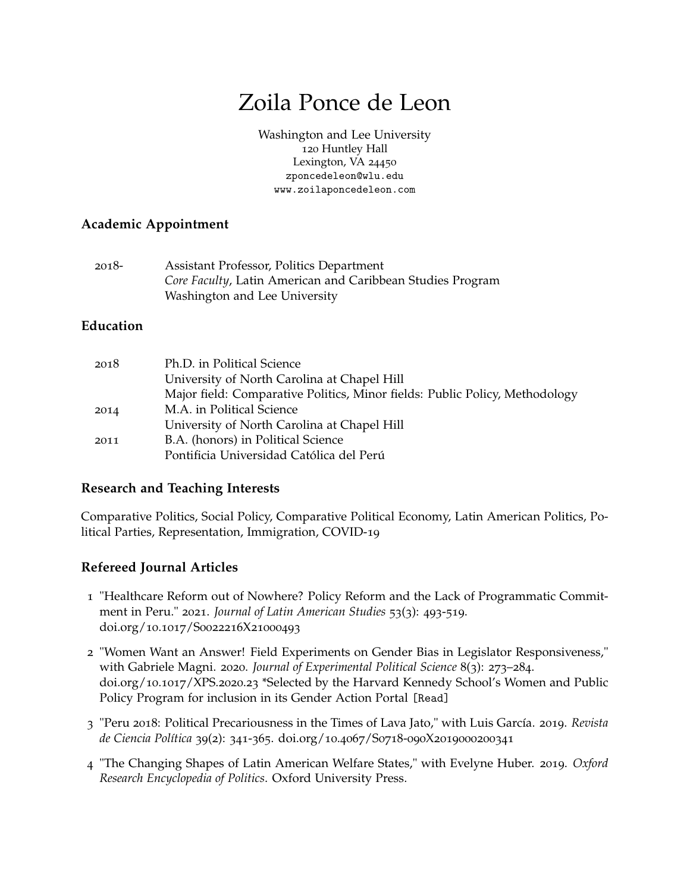# Zoila Ponce de Leon

Washington and Lee University
120 Huntley Hall
Lexington, VA 24450
zponcedeleon@wlu.edu
www.zoilaponcedeleon.com

## Academic Appointment

2018- Assistant Professor, Politics Department
*Core Faculty*, Latin American and Caribbean Studies Program
Washington and Lee University

## Education

2018 Ph.D. in Political Science
University of North Carolina at Chapel Hill
Major field: Comparative Politics, Minor fields: Public Policy, Methodology

2014 M.A. in Political Science
University of North Carolina at Chapel Hill

2011 B.A. (honors) in Political Science
Pontificia Universidad Católica del Perú

## Research and Teaching Interests

Comparative Politics, Social Policy, Comparative Political Economy, Latin American Politics, Political Parties, Representation, Immigration, COVID-19

## Refereed Journal Articles

1 "Healthcare Reform out of Nowhere? Policy Reform and the Lack of Programmatic Commitment in Peru." 2021. *Journal of Latin American Studies* 53(3): 493-519. doi.org/10.1017/S0022216X21000493

2 "Women Want an Answer! Field Experiments on Gender Bias in Legislator Responsiveness," with Gabriele Magni. 2020. *Journal of Experimental Political Science* 8(3): 273–284. doi.org/10.1017/XPS.2020.23 *Selected by the Harvard Kennedy School's Women and Public Policy Program for inclusion in its Gender Action Portal [Read]

3 "Peru 2018: Political Precariousness in the Times of Lava Jato," with Luis García. 2019. *Revista de Ciencia Política* 39(2): 341-365. doi.org/10.4067/S0718-090X2019000200341

4 "The Changing Shapes of Latin American Welfare States," with Evelyne Huber. 2019. *Oxford Research Encyclopedia of Politics*. Oxford University Press.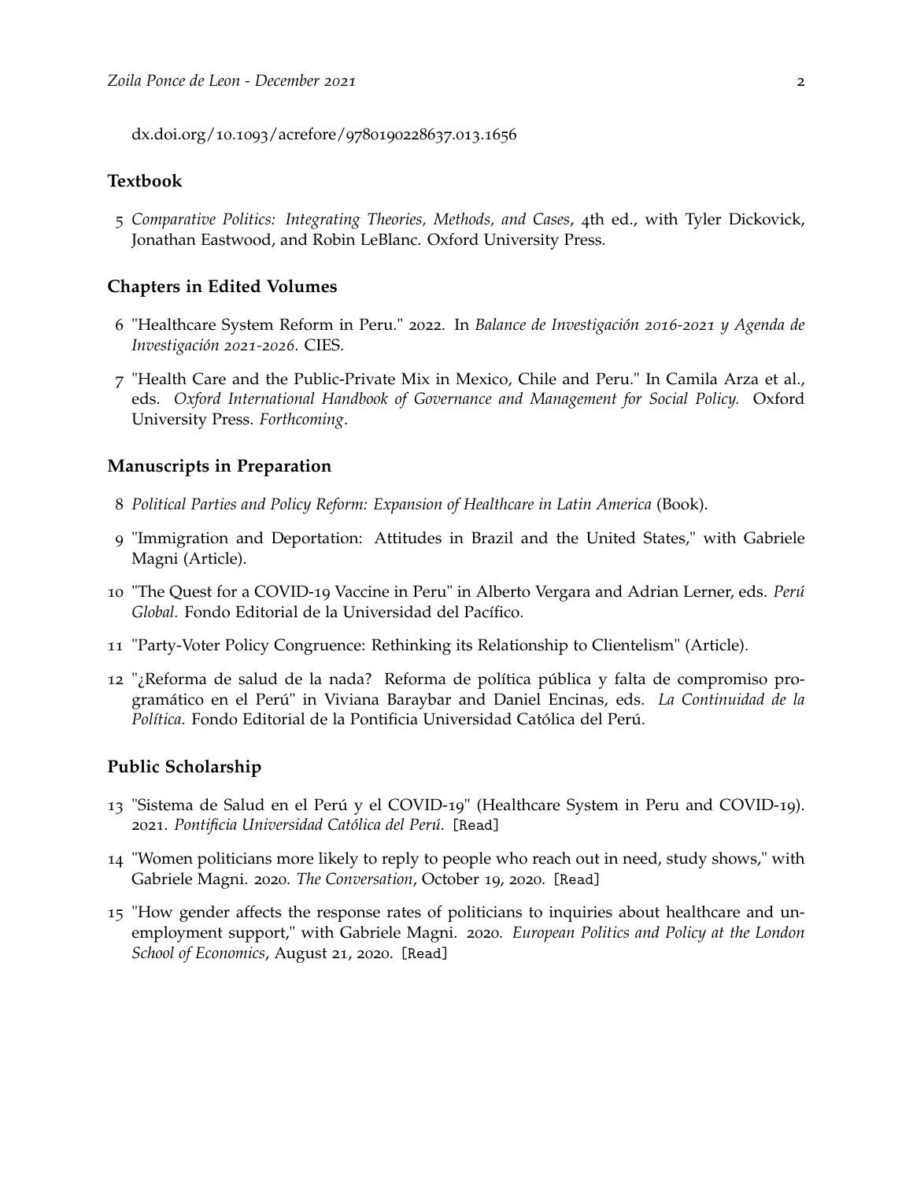dx.doi.org/10.1093/acrefore/9780190228637.013.1656

## Textbook

5 *Comparative Politics: Integrating Theories, Methods, and Cases*, 4th ed., with Tyler Dickovick, Jonathan Eastwood, and Robin LeBlanc. Oxford University Press.

## Chapters in Edited Volumes

6 "Healthcare System Reform in Peru." 2022. In *Balance de Investigación 2016-2021 y Agenda de Investigación 2021-2026*. CIES.

7 "Health Care and the Public-Private Mix in Mexico, Chile and Peru." In Camila Arza et al., eds. *Oxford International Handbook of Governance and Management for Social Policy.* Oxford University Press. *Forthcoming*.

## Manuscripts in Preparation

8 *Political Parties and Policy Reform: Expansion of Healthcare in Latin America* (Book).

9 "Immigration and Deportation: Attitudes in Brazil and the United States," with Gabriele Magni (Article).

10 "The Quest for a COVID-19 Vaccine in Peru" in Alberto Vergara and Adrian Lerner, eds. *Perú Global.* Fondo Editorial de la Universidad del Pacífico.

11 "Party-Voter Policy Congruence: Rethinking its Relationship to Clientelism" (Article).

12 "¿Reforma de salud de la nada? Reforma de política pública y falta de compromiso programático en el Perú" in Viviana Baraybar and Daniel Encinas, eds. *La Continuidad de la Política.* Fondo Editorial de la Pontificia Universidad Católica del Perú.

## Public Scholarship

13 "Sistema de Salud en el Perú y el COVID-19" (Healthcare System in Peru and COVID-19). 2021. *Pontificia Universidad Católica del Perú.* [Read]

14 "Women politicians more likely to reply to people who reach out in need, study shows," with Gabriele Magni. 2020. *The Conversation*, October 19, 2020. [Read]

15 "How gender affects the response rates of politicians to inquiries about healthcare and unemployment support," with Gabriele Magni. 2020. *European Politics and Policy at the London School of Economics*, August 21, 2020. [Read]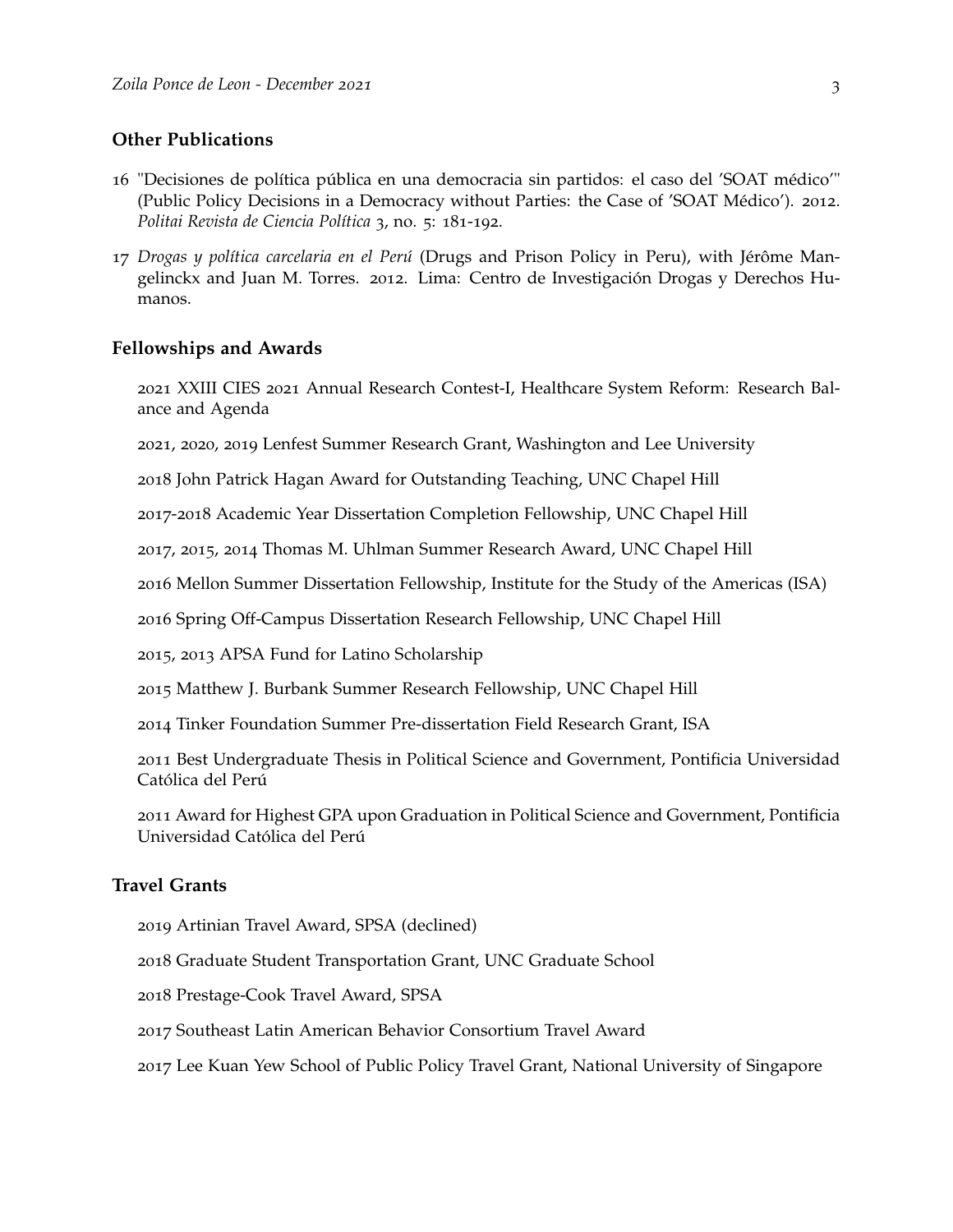## Other Publications

16 "Decisiones de política pública en una democracia sin partidos: el caso del 'SOAT médico'" (Public Policy Decisions in a Democracy without Parties: the Case of 'SOAT Médico'). 2012. *Politai Revista de Ciencia Política* 3, no. 5: 181-192.

17 *Drogas y política carcelaria en el Perú* (Drugs and Prison Policy in Peru), with Jérôme Mangelinckx and Juan M. Torres. 2012. Lima: Centro de Investigación Drogas y Derechos Humanos.

## Fellowships and Awards

2021 XXIII CIES 2021 Annual Research Contest-I, Healthcare System Reform: Research Balance and Agenda

2021, 2020, 2019 Lenfest Summer Research Grant, Washington and Lee University

2018 John Patrick Hagan Award for Outstanding Teaching, UNC Chapel Hill

2017-2018 Academic Year Dissertation Completion Fellowship, UNC Chapel Hill

2017, 2015, 2014 Thomas M. Uhlman Summer Research Award, UNC Chapel Hill

2016 Mellon Summer Dissertation Fellowship, Institute for the Study of the Americas (ISA)

2016 Spring Off-Campus Dissertation Research Fellowship, UNC Chapel Hill

2015, 2013 APSA Fund for Latino Scholarship

2015 Matthew J. Burbank Summer Research Fellowship, UNC Chapel Hill

2014 Tinker Foundation Summer Pre-dissertation Field Research Grant, ISA

2011 Best Undergraduate Thesis in Political Science and Government, Pontificia Universidad Católica del Perú

2011 Award for Highest GPA upon Graduation in Political Science and Government, Pontificia Universidad Católica del Perú

## Travel Grants

2019 Artinian Travel Award, SPSA (declined)

2018 Graduate Student Transportation Grant, UNC Graduate School

2018 Prestage-Cook Travel Award, SPSA

2017 Southeast Latin American Behavior Consortium Travel Award

2017 Lee Kuan Yew School of Public Policy Travel Grant, National University of Singapore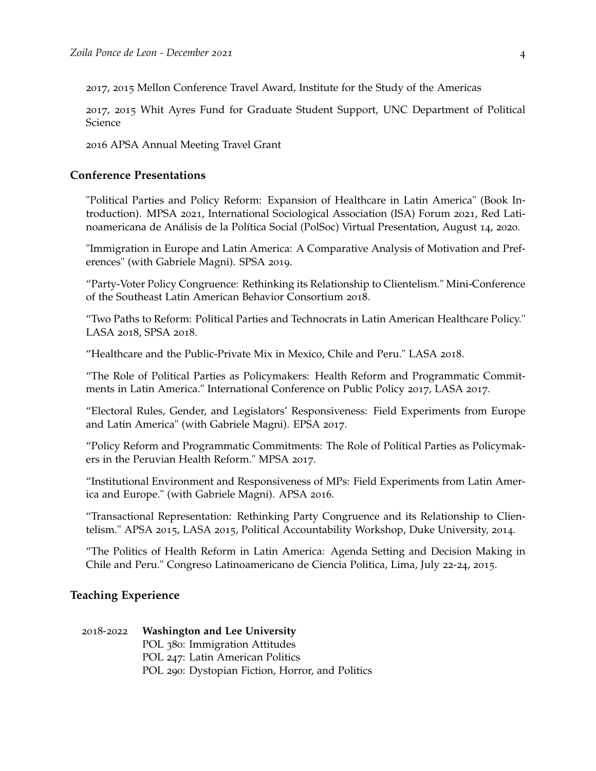2017, 2015 Mellon Conference Travel Award, Institute for the Study of the Americas

2017, 2015 Whit Ayres Fund for Graduate Student Support, UNC Department of Political Science

2016 APSA Annual Meeting Travel Grant

## Conference Presentations

"Political Parties and Policy Reform: Expansion of Healthcare in Latin America" (Book Introduction). MPSA 2021, International Sociological Association (ISA) Forum 2021, Red Latinoamericana de Análisis de la Política Social (PolSoc) Virtual Presentation, August 14, 2020.

"Immigration in Europe and Latin America: A Comparative Analysis of Motivation and Preferences" (with Gabriele Magni). SPSA 2019.

"Party-Voter Policy Congruence: Rethinking its Relationship to Clientelism." Mini-Conference of the Southeast Latin American Behavior Consortium 2018.

"Two Paths to Reform: Political Parties and Technocrats in Latin American Healthcare Policy." LASA 2018, SPSA 2018.

"Healthcare and the Public-Private Mix in Mexico, Chile and Peru." LASA 2018.

"The Role of Political Parties as Policymakers: Health Reform and Programmatic Commitments in Latin America." International Conference on Public Policy 2017, LASA 2017.

"Electoral Rules, Gender, and Legislators' Responsiveness: Field Experiments from Europe and Latin America" (with Gabriele Magni). EPSA 2017.

"Policy Reform and Programmatic Commitments: The Role of Political Parties as Policymakers in the Peruvian Health Reform." MPSA 2017.

"Institutional Environment and Responsiveness of MPs: Field Experiments from Latin America and Europe." (with Gabriele Magni). APSA 2016.

"Transactional Representation: Rethinking Party Congruence and its Relationship to Clientelism." APSA 2015, LASA 2015, Political Accountability Workshop, Duke University, 2014.

"The Politics of Health Reform in Latin America: Agenda Setting and Decision Making in Chile and Peru." Congreso Latinoamericano de Ciencia Politica, Lima, July 22-24, 2015.

## Teaching Experience

2018-2022 **Washington and Lee University**
POL 380: Immigration Attitudes
POL 247: Latin American Politics
POL 290: Dystopian Fiction, Horror, and Politics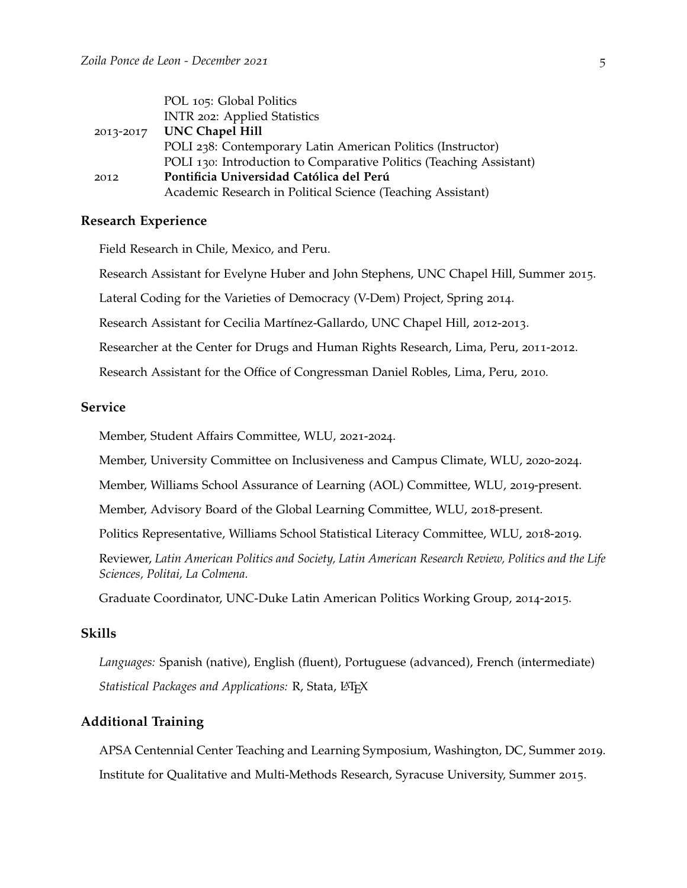| | |
|---|---|
| | POL 105: Global Politics |
| | INTR 202: Applied Statistics |
| 2013-2017 | **UNC Chapel Hill** |
| | POLI 238: Contemporary Latin American Politics (Instructor) |
| | POLI 130: Introduction to Comparative Politics (Teaching Assistant) |
| 2012 | **Pontificia Universidad Católica del Perú** |
| | Academic Research in Political Science (Teaching Assistant) |

## Research Experience

Field Research in Chile, Mexico, and Peru.

Research Assistant for Evelyne Huber and John Stephens, UNC Chapel Hill, Summer 2015.

Lateral Coding for the Varieties of Democracy (V-Dem) Project, Spring 2014.

Research Assistant for Cecilia Martínez-Gallardo, UNC Chapel Hill, 2012-2013.

Researcher at the Center for Drugs and Human Rights Research, Lima, Peru, 2011-2012.

Research Assistant for the Office of Congressman Daniel Robles, Lima, Peru, 2010.

## Service

Member, Student Affairs Committee, WLU, 2021-2024.

Member, University Committee on Inclusiveness and Campus Climate, WLU, 2020-2024.

Member, Williams School Assurance of Learning (AOL) Committee, WLU, 2019-present.

Member, Advisory Board of the Global Learning Committee, WLU, 2018-present.

Politics Representative, Williams School Statistical Literacy Committee, WLU, 2018-2019.

Reviewer, *Latin American Politics and Society, Latin American Research Review, Politics and the Life Sciences, Politai, La Colmena.*

Graduate Coordinator, UNC-Duke Latin American Politics Working Group, 2014-2015.

## Skills

*Languages:* Spanish (native), English (fluent), Portuguese (advanced), French (intermediate)

*Statistical Packages and Applications:* R, Stata, LaTeX

## Additional Training

APSA Centennial Center Teaching and Learning Symposium, Washington, DC, Summer 2019.

Institute for Qualitative and Multi-Methods Research, Syracuse University, Summer 2015.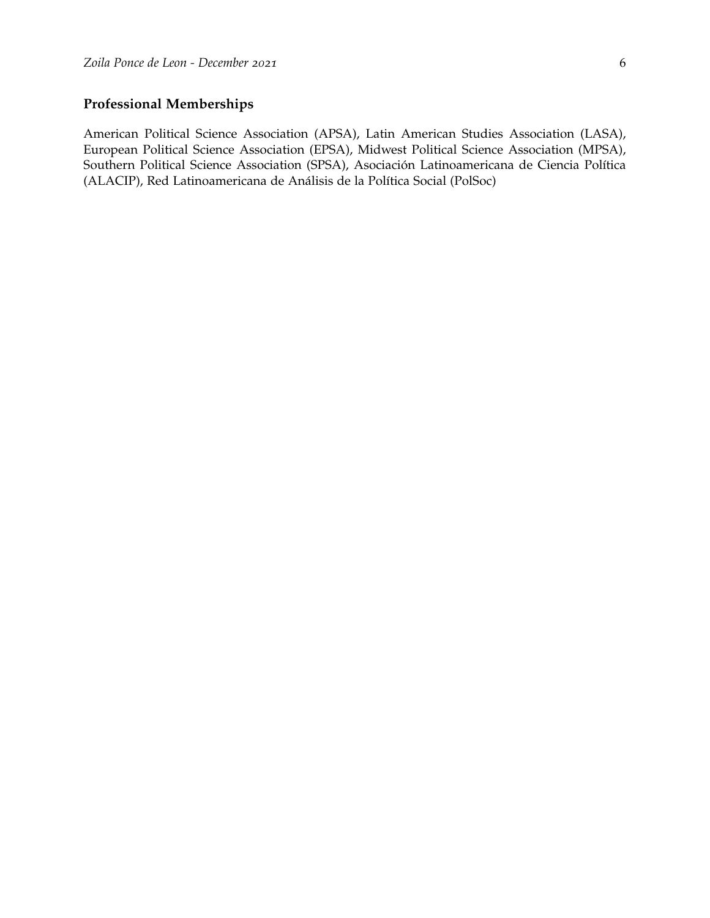## Professional Memberships

American Political Science Association (APSA), Latin American Studies Association (LASA), European Political Science Association (EPSA), Midwest Political Science Association (MPSA), Southern Political Science Association (SPSA), Asociación Latinoamericana de Ciencia Política (ALACIP), Red Latinoamericana de Análisis de la Política Social (PolSoc)